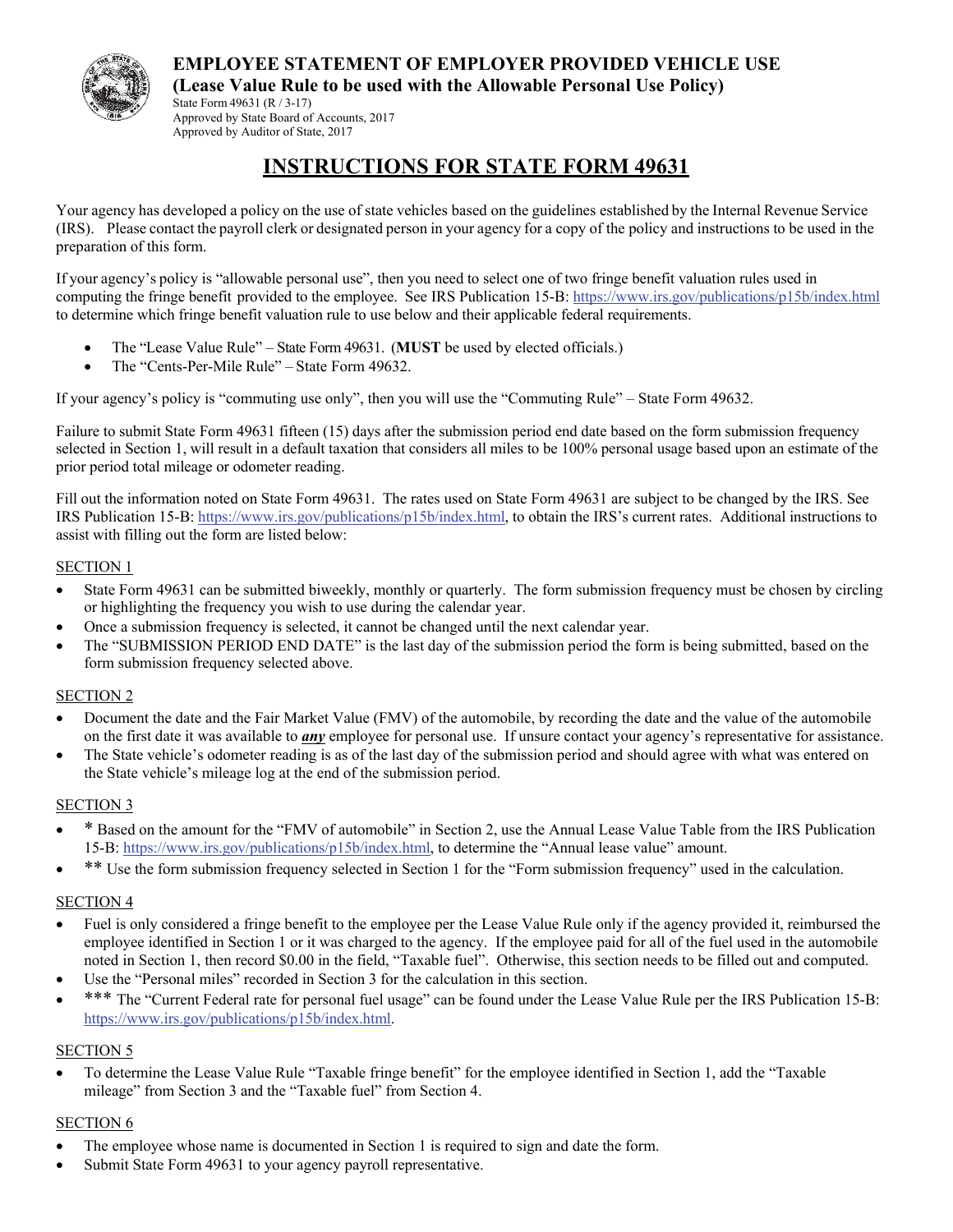# EMPLOYEE STATEMENT OF EMPLOYER PROVIDED VEHICLE USE

**(Lease Value Rule to be used with the Allowable Personal Use Policy)**

State Form 49631 (R / 3-17)
Approved by State Board of Accounts, 2017
Approved by Auditor of State, 2017

## INSTRUCTIONS FOR STATE FORM 49631

Your agency has developed a policy on the use of state vehicles based on the guidelines established by the Internal Revenue Service (IRS). Please contact the payroll clerk or designated person in your agency for a copy of the policy and instructions to be used in the preparation of this form.

If your agency's policy is "allowable personal use", then you need to select one of two fringe benefit valuation rules used in computing the fringe benefit provided to the employee. See IRS Publication 15-B: https://www.irs.gov/publications/p15b/index.html to determine which fringe benefit valuation rule to use below and their applicable federal requirements.

- The "Lease Value Rule" – State Form 49631. (**MUST** be used by elected officials.)
- The "Cents-Per-Mile Rule" – State Form 49632.

If your agency's policy is "commuting use only", then you will use the "Commuting Rule" – State Form 49632.

Failure to submit State Form 49631 fifteen (15) days after the submission period end date based on the form submission frequency selected in Section 1, will result in a default taxation that considers all miles to be 100% personal usage based upon an estimate of the prior period total mileage or odometer reading.

Fill out the information noted on State Form 49631. The rates used on State Form 49631 are subject to be changed by the IRS. See IRS Publication 15-B: https://www.irs.gov/publications/p15b/index.html, to obtain the IRS's current rates. Additional instructions to assist with filling out the form are listed below:

### SECTION 1

- State Form 49631 can be submitted biweekly, monthly or quarterly. The form submission frequency must be chosen by circling or highlighting the frequency you wish to use during the calendar year.
- Once a submission frequency is selected, it cannot be changed until the next calendar year.
- The "SUBMISSION PERIOD END DATE" is the last day of the submission period the form is being submitted, based on the form submission frequency selected above.

### SECTION 2

- Document the date and the Fair Market Value (FMV) of the automobile, by recording the date and the value of the automobile on the first date it was available to ***any*** employee for personal use. If unsure contact your agency's representative for assistance.
- The State vehicle's odometer reading is as of the last day of the submission period and should agree with what was entered on the State vehicle's mileage log at the end of the submission period.

### SECTION 3

- \* Based on the amount for the "FMV of automobile" in Section 2, use the Annual Lease Value Table from the IRS Publication 15-B: https://www.irs.gov/publications/p15b/index.html, to determine the "Annual lease value" amount.
- ** Use the form submission frequency selected in Section 1 for the "Form submission frequency" used in the calculation.

### SECTION 4

- Fuel is only considered a fringe benefit to the employee per the Lease Value Rule only if the agency provided it, reimbursed the employee identified in Section 1 or it was charged to the agency. If the employee paid for all of the fuel used in the automobile noted in Section 1, then record $0.00 in the field, "Taxable fuel". Otherwise, this section needs to be filled out and computed.
- Use the "Personal miles" recorded in Section 3 for the calculation in this section.
- *** The "Current Federal rate for personal fuel usage" can be found under the Lease Value Rule per the IRS Publication 15-B: https://www.irs.gov/publications/p15b/index.html.

### SECTION 5

- To determine the Lease Value Rule "Taxable fringe benefit" for the employee identified in Section 1, add the "Taxable mileage" from Section 3 and the "Taxable fuel" from Section 4.

### SECTION 6

- The employee whose name is documented in Section 1 is required to sign and date the form.
- Submit State Form 49631 to your agency payroll representative.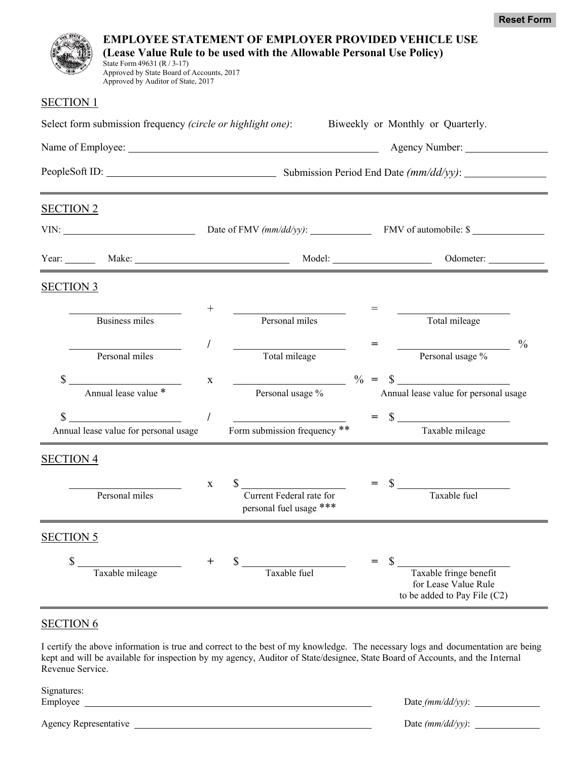Reset Form

# EMPLOYEE STATEMENT OF EMPLOYER PROVIDED VEHICLE USE
## (Lease Value Rule to be used with the Allowable Personal Use Policy)

State Form 49631 (R / 3-17)
Approved by State Board of Accounts, 2017
Approved by Auditor of State, 2017

## SECTION 1

Select form submission frequency *(circle or highlight one)*: Biweekly or Monthly or Quarterly.

Name of Employee: ______________________ Agency Number: ______________

PeopleSoft ID: ______________________ Submission Period End Date *(mm/dd/yy)*: ______________

## SECTION 2

VIN: ______________ Date of FMV *(mm/dd/yy)*: ______________ FMV of automobile: $ ______________

Year: ______ Make: ______________ Model: ______________ Odometer: ______________

## SECTION 3

| | | | | |
|---|---|---|---|---|
| ______________ Business miles | + | ______________ Personal miles | = | ______________ Total mileage |
| ______________ Personal miles | / | ______________ Total mileage | = | ______________ % Personal usage % |
| $ ______________ Annual lease value * | x | ______________ % Personal usage % | = | $ ______________ Annual lease value for personal usage |
| $ ______________ Annual lease value for personal usage | / | ______________ Form submission frequency ** | = | $ ______________ Taxable mileage |

## SECTION 4

| | | | | |
|---|---|---|---|---|
| ______________ Personal miles | x | $ ______________ Current Federal rate for personal fuel usage *** | = | $ ______________ Taxable fuel |

## SECTION 5

| | | | | |
|---|---|---|---|---|
| $ ______________ Taxable mileage | + | $ ______________ Taxable fuel | = | $ ______________ Taxable fringe benefit for Lease Value Rule to be added to Pay File (C2) |

## SECTION 6

I certify the above information is true and correct to the best of my knowledge. The necessary logs and documentation are being kept and will be available for inspection by my agency, Auditor of State/designee, State Board of Accounts, and the Internal Revenue Service.

Signatures:

Employee ______________________________ Date *(mm/dd/yy)*: ______________

Agency Representative ______________________________ Date *(mm/dd/yy)*: ______________